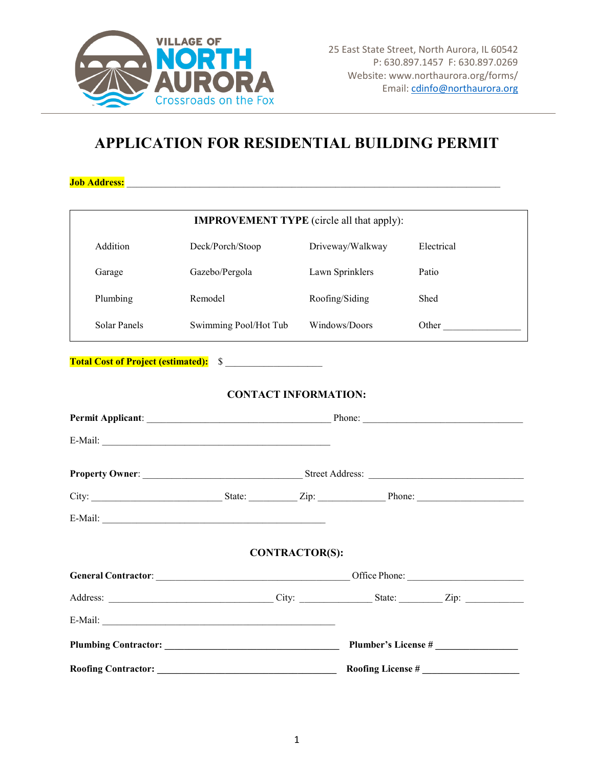VILLAGE OF NORTH AURORA
Crossroads on the Fox

25 East State Street, North Aurora, IL 60542
P: 630.897.1457 F: 630.897.0269
Website: www.northaurora.org/forms/
Email: cdinfo@northaurora.org

# APPLICATION FOR RESIDENTIAL BUILDING PERMIT

**Job Address:** ___________________________________________________________________________

**IMPROVEMENT TYPE** (circle all that apply):

| | | | |
|---|---|---|---|
| Addition | Deck/Porch/Stoop | Driveway/Walkway | Electrical |
| Garage | Gazebo/Pergola | Lawn Sprinklers | Patio |
| Plumbing | Remodel | Roofing/Siding | Shed |
| Solar Panels | Swimming Pool/Hot Tub | Windows/Doors | Other ________________ |

**Total Cost of Project (estimated):** $ ____________________

## CONTACT INFORMATION:

**Permit Applicant**: ______________________________________ Phone: __________________________________

E-Mail: _______________________________________________

**Property Owner**: _________________________________ Street Address: ________________________________

City: ___________________________ State: __________ Zip: ______________ Phone: ______________________

E-Mail: _______________________________________________

## CONTRACTOR(S):

**General Contractor**: ________________________________________ Office Phone: ________________________

Address: __________________________________ City: _______________ State: _________ Zip: ____________

E-Mail: ________________________________________________

**Plumbing Contractor: ____________________________________ Plumber's License # ________________**

**Roofing Contractor: _____________________________________ Roofing License # ____________________**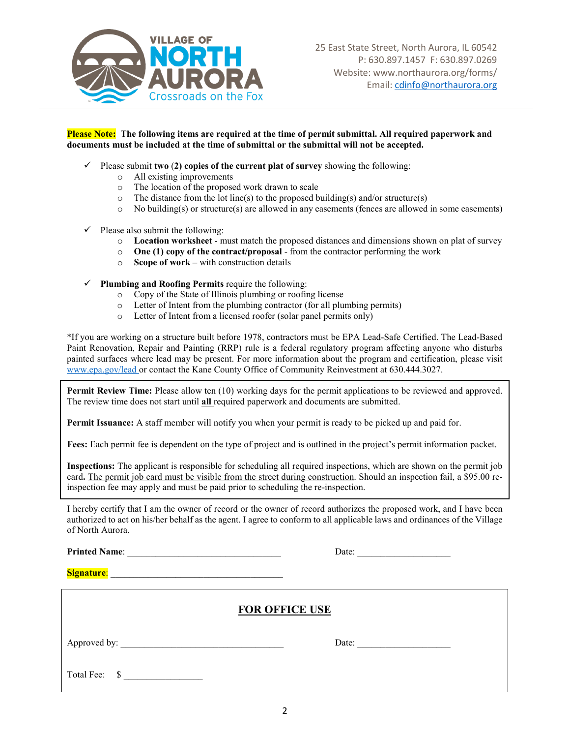VILLAGE OF **NORTH AURORA**
Crossroads on the Fox

25 East State Street, North Aurora, IL 60542
P: 630.897.1457 F: 630.897.0269
Website: www.northaurora.org/forms/
Email: cdinfo@northaurora.org

**Please Note:** **The following items are required at the time of permit submittal. All required paperwork and documents must be included at the time of submittal or the submittal will not be accepted.**

- ✓ Please submit **two (2) copies of the current plat of survey** showing the following:
  - All existing improvements
  - The location of the proposed work drawn to scale
  - The distance from the lot line(s) to the proposed building(s) and/or structure(s)
  - No building(s) or structure(s) are allowed in any easements (fences are allowed in some easements)

- ✓ Please also submit the following:
  - **Location worksheet** - must match the proposed distances and dimensions shown on plat of survey
  - **One (1) copy of the contract/proposal** - from the contractor performing the work
  - **Scope of work –** with construction details

- ✓ **Plumbing and Roofing Permits** require the following:
  - Copy of the State of Illinois plumbing or roofing license
  - Letter of Intent from the plumbing contractor (for all plumbing permits)
  - Letter of Intent from a licensed roofer (solar panel permits only)

*If you are working on a structure built before 1978, contractors must be EPA Lead-Safe Certified. The Lead-Based Paint Renovation, Repair and Painting (RRP) rule is a federal regulatory program affecting anyone who disturbs painted surfaces where lead may be present. For more information about the program and certification, please visit www.epa.gov/lead or contact the Kane County Office of Community Reinvestment at 630.444.3027.

**Permit Review Time:** Please allow ten (10) working days for the permit applications to be reviewed and approved. The review time does not start until **all** required paperwork and documents are submitted.

**Permit Issuance:** A staff member will notify you when your permit is ready to be picked up and paid for.

**Fees:** Each permit fee is dependent on the type of project and is outlined in the project's permit information packet.

**Inspections:** The applicant is responsible for scheduling all required inspections, which are shown on the permit job card**.** The permit job card must be visible from the street during construction. Should an inspection fail, a $95.00 re-inspection fee may apply and must be paid prior to scheduling the re-inspection.

I hereby certify that I am the owner of record or the owner of record authorizes the proposed work, and I have been authorized to act on his/her behalf as the agent. I agree to conform to all applicable laws and ordinances of the Village of North Aurora.

**Printed Name**: ______________________________ Date: __________________

**Signature**: ______________________________

**FOR OFFICE USE**

Approved by: ______________________________ Date: __________________

Total Fee: $ ______________